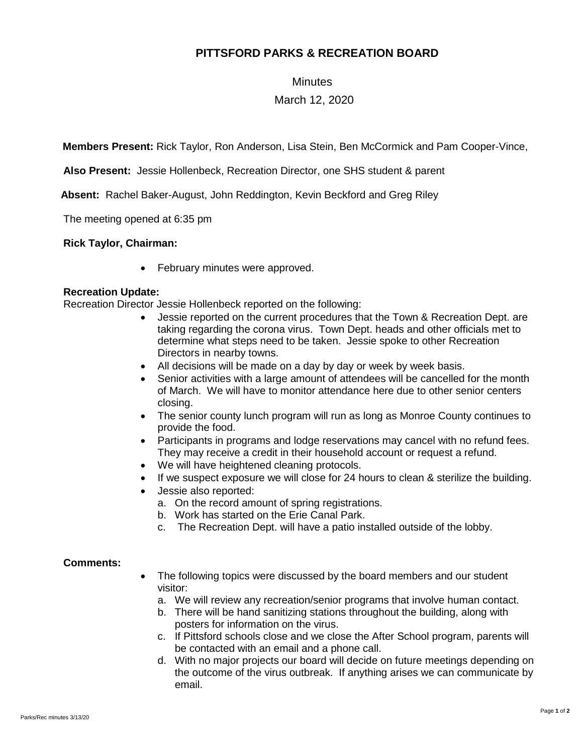# PITTSFORD PARKS & RECREATION BOARD

Minutes

March 12, 2020

**Members Present:** Rick Taylor, Ron Anderson, Lisa Stein, Ben McCormick and Pam Cooper-Vince,

**Also Present:** Jessie Hollenbeck, Recreation Director, one SHS student & parent

**Absent:** Rachel Baker-August, John Reddington, Kevin Beckford and Greg Riley

The meeting opened at 6:35 pm

**Rick Taylor, Chairman:**

- February minutes were approved.

**Recreation Update:**

Recreation Director Jessie Hollenbeck reported on the following:

- Jessie reported on the current procedures that the Town & Recreation Dept. are taking regarding the corona virus. Town Dept. heads and other officials met to determine what steps need to be taken. Jessie spoke to other Recreation Directors in nearby towns.
- All decisions will be made on a day by day or week by week basis.
- Senior activities with a large amount of attendees will be cancelled for the month of March. We will have to monitor attendance here due to other senior centers closing.
- The senior county lunch program will run as long as Monroe County continues to provide the food.
- Participants in programs and lodge reservations may cancel with no refund fees. They may receive a credit in their household account or request a refund.
- We will have heightened cleaning protocols.
- If we suspect exposure we will close for 24 hours to clean & sterilize the building.
- Jessie also reported:
  a. On the record amount of spring registrations.
  b. Work has started on the Erie Canal Park.
  c. The Recreation Dept. will have a patio installed outside of the lobby.

**Comments:**

- The following topics were discussed by the board members and our student visitor:
  a. We will review any recreation/senior programs that involve human contact.
  b. There will be hand sanitizing stations throughout the building, along with posters for information on the virus.
  c. If Pittsford schools close and we close the After School program, parents will be contacted with an email and a phone call.
  d. With no major projects our board will decide on future meetings depending on the outcome of the virus outbreak. If anything arises we can communicate by email.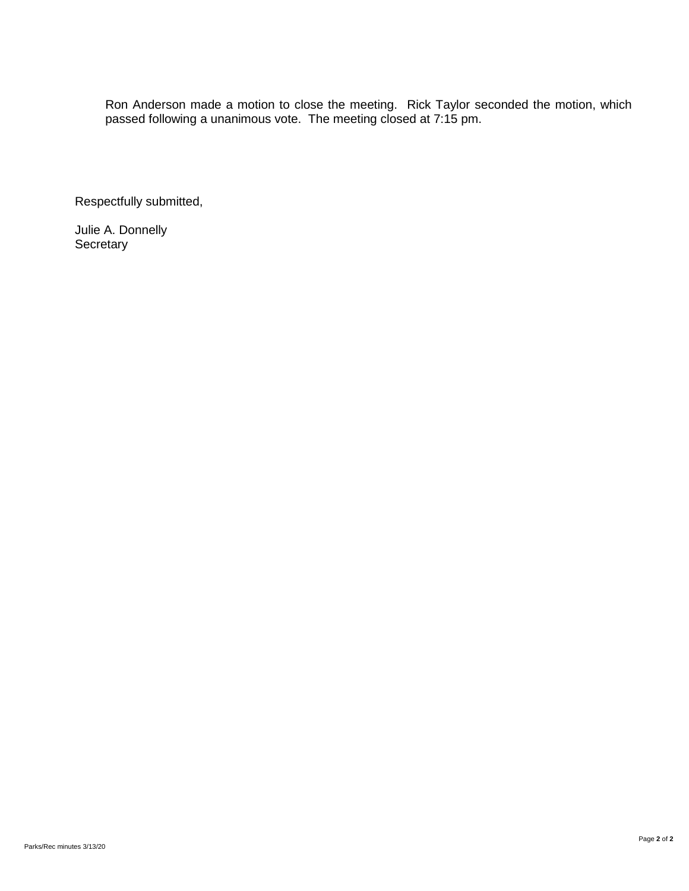Ron Anderson made a motion to close the meeting. Rick Taylor seconded the motion, which passed following a unanimous vote. The meeting closed at 7:15 pm.

Respectfully submitted,

Julie A. Donnelly
Secretary